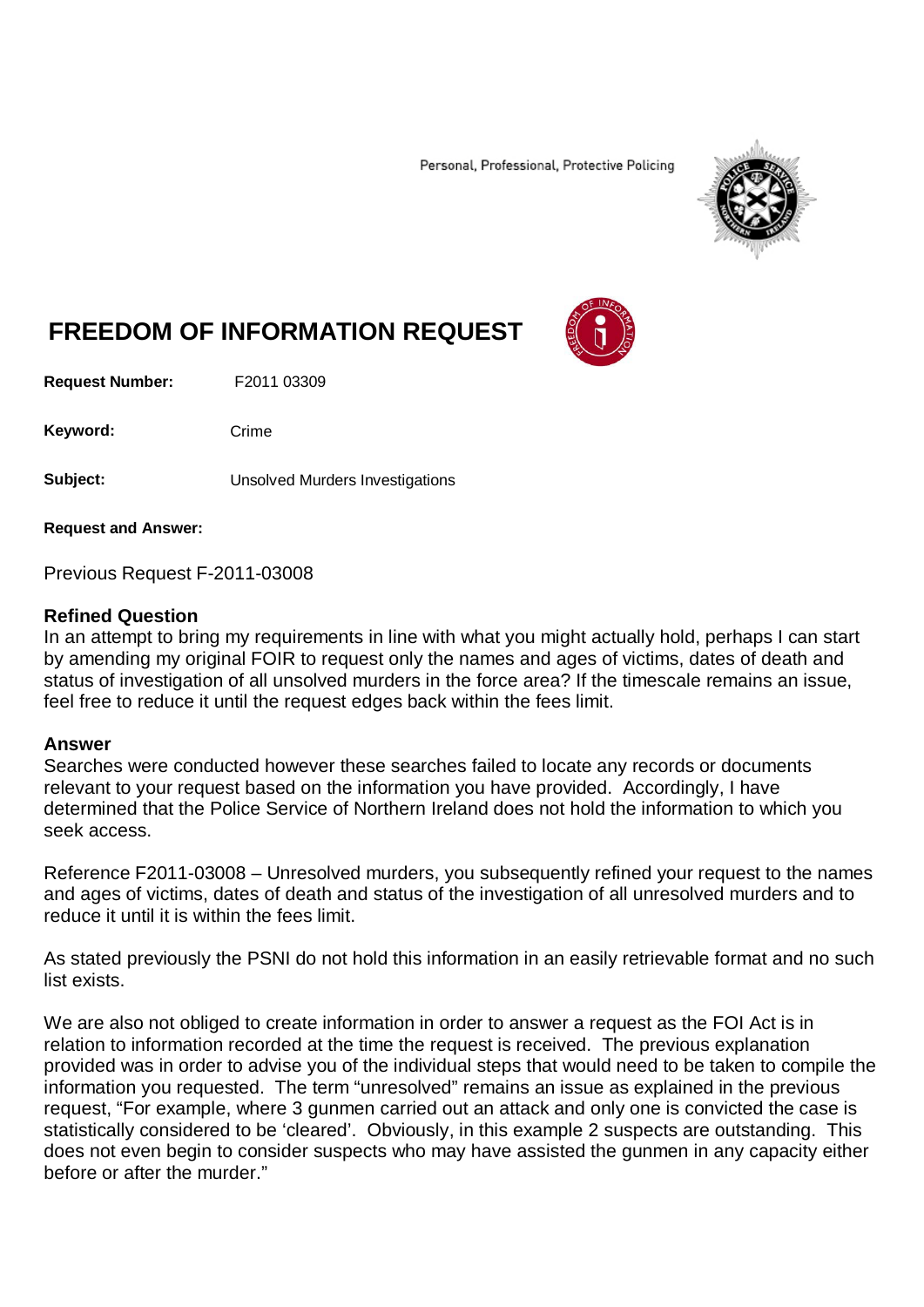Personal, Professional, Protective Policing

# FREEDOM OF INFORMATION REQUEST

**Request Number:** F2011 03309

**Keyword:** Crime

**Subject:** Unsolved Murders Investigations

**Request and Answer:**

Previous Request F-2011-03008

**Refined Question**

In an attempt to bring my requirements in line with what you might actually hold, perhaps I can start by amending my original FOIR to request only the names and ages of victims, dates of death and status of investigation of all unsolved murders in the force area? If the timescale remains an issue, feel free to reduce it until the request edges back within the fees limit.

**Answer**

Searches were conducted however these searches failed to locate any records or documents relevant to your request based on the information you have provided. Accordingly, I have determined that the Police Service of Northern Ireland does not hold the information to which you seek access.

Reference F2011-03008 – Unresolved murders, you subsequently refined your request to the names and ages of victims, dates of death and status of the investigation of all unresolved murders and to reduce it until it is within the fees limit.

As stated previously the PSNI do not hold this information in an easily retrievable format and no such list exists.

We are also not obliged to create information in order to answer a request as the FOI Act is in relation to information recorded at the time the request is received. The previous explanation provided was in order to advise you of the individual steps that would need to be taken to compile the information you requested. The term "unresolved" remains an issue as explained in the previous request, "For example, where 3 gunmen carried out an attack and only one is convicted the case is statistically considered to be 'cleared'. Obviously, in this example 2 suspects are outstanding. This does not even begin to consider suspects who may have assisted the gunmen in any capacity either before or after the murder."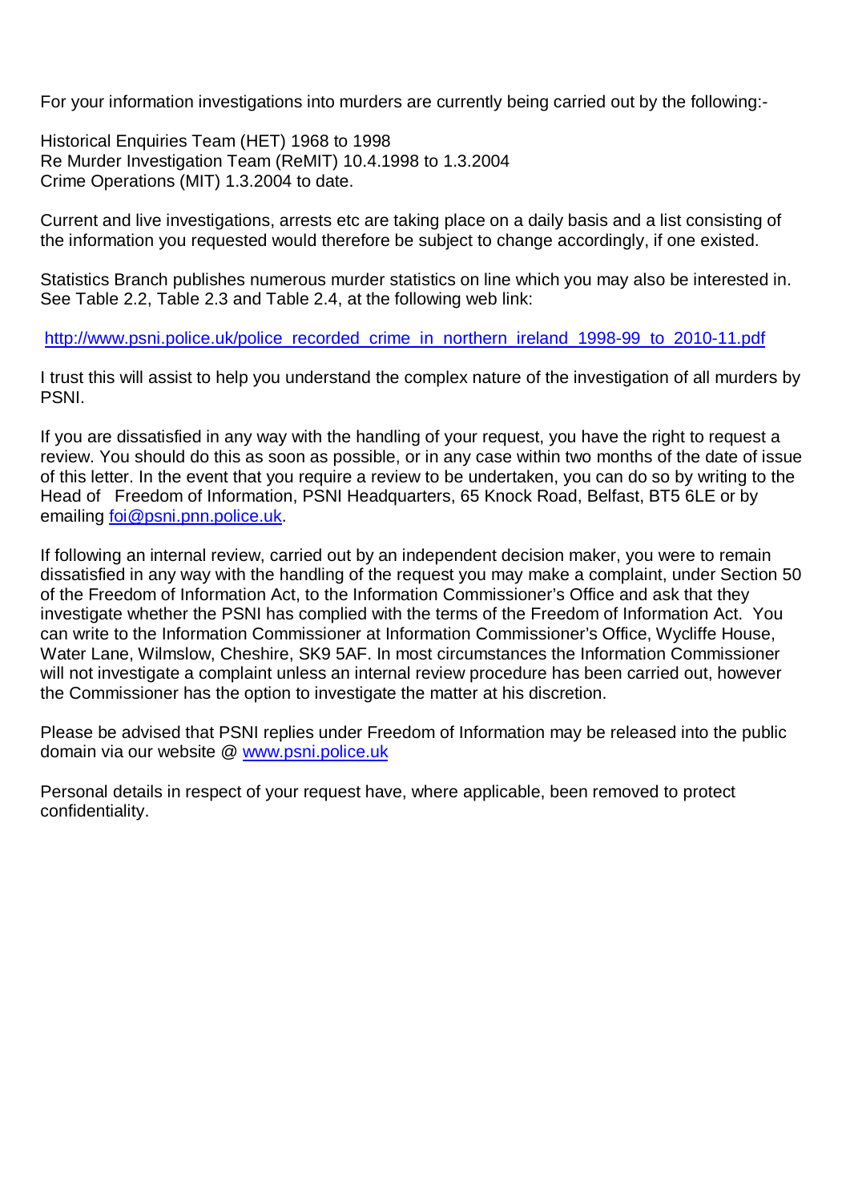For your information investigations into murders are currently being carried out by the following:-

Historical Enquiries Team (HET) 1968 to 1998
Re Murder Investigation Team (ReMIT) 10.4.1998 to 1.3.2004
Crime Operations (MIT) 1.3.2004 to date.

Current and live investigations, arrests etc are taking place on a daily basis and a list consisting of the information you requested would therefore be subject to change accordingly, if one existed.

Statistics Branch publishes numerous murder statistics on line which you may also be interested in. See Table 2.2, Table 2.3 and Table 2.4, at the following web link:

http://www.psni.police.uk/police_recorded_crime_in_northern_ireland_1998-99_to_2010-11.pdf

I trust this will assist to help you understand the complex nature of the investigation of all murders by PSNI.

If you are dissatisfied in any way with the handling of your request, you have the right to request a review. You should do this as soon as possible, or in any case within two months of the date of issue of this letter. In the event that you require a review to be undertaken, you can do so by writing to the Head of Freedom of Information, PSNI Headquarters, 65 Knock Road, Belfast, BT5 6LE or by emailing foi@psni.pnn.police.uk.

If following an internal review, carried out by an independent decision maker, you were to remain dissatisfied in any way with the handling of the request you may make a complaint, under Section 50 of the Freedom of Information Act, to the Information Commissioner's Office and ask that they investigate whether the PSNI has complied with the terms of the Freedom of Information Act. You can write to the Information Commissioner at Information Commissioner's Office, Wycliffe House, Water Lane, Wilmslow, Cheshire, SK9 5AF. In most circumstances the Information Commissioner will not investigate a complaint unless an internal review procedure has been carried out, however the Commissioner has the option to investigate the matter at his discretion.

Please be advised that PSNI replies under Freedom of Information may be released into the public domain via our website @ www.psni.police.uk

Personal details in respect of your request have, where applicable, been removed to protect confidentiality.